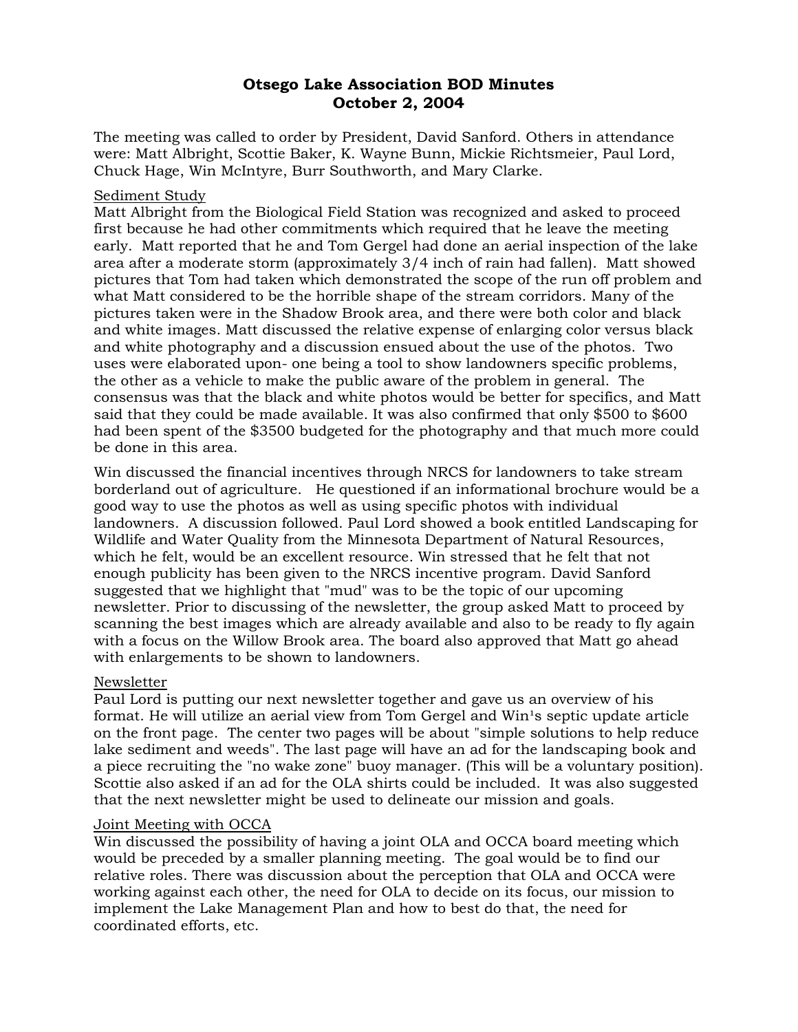# Otsego Lake Association BOD Minutes
## October 2, 2004

The meeting was called to order by President, David Sanford. Others in attendance were: Matt Albright, Scottie Baker, K. Wayne Bunn, Mickie Richtsmeier, Paul Lord, Chuck Hage, Win McIntyre, Burr Southworth, and Mary Clarke.

Sediment Study

Matt Albright from the Biological Field Station was recognized and asked to proceed first because he had other commitments which required that he leave the meeting early. Matt reported that he and Tom Gergel had done an aerial inspection of the lake area after a moderate storm (approximately 3/4 inch of rain had fallen). Matt showed pictures that Tom had taken which demonstrated the scope of the run off problem and what Matt considered to be the horrible shape of the stream corridors. Many of the pictures taken were in the Shadow Brook area, and there were both color and black and white images. Matt discussed the relative expense of enlarging color versus black and white photography and a discussion ensued about the use of the photos. Two uses were elaborated upon- one being a tool to show landowners specific problems, the other as a vehicle to make the public aware of the problem in general. The consensus was that the black and white photos would be better for specifics, and Matt said that they could be made available. It was also confirmed that only $500 to $600 had been spent of the $3500 budgeted for the photography and that much more could be done in this area.

Win discussed the financial incentives through NRCS for landowners to take stream borderland out of agriculture. He questioned if an informational brochure would be a good way to use the photos as well as using specific photos with individual landowners. A discussion followed. Paul Lord showed a book entitled Landscaping for Wildlife and Water Quality from the Minnesota Department of Natural Resources, which he felt, would be an excellent resource. Win stressed that he felt that not enough publicity has been given to the NRCS incentive program. David Sanford suggested that we highlight that "mud" was to be the topic of our upcoming newsletter. Prior to discussing of the newsletter, the group asked Matt to proceed by scanning the best images which are already available and also to be ready to fly again with a focus on the Willow Brook area. The board also approved that Matt go ahead with enlargements to be shown to landowners.

Newsletter

Paul Lord is putting our next newsletter together and gave us an overview of his format. He will utilize an aerial view from Tom Gergel and Win's septic update article on the front page. The center two pages will be about "simple solutions to help reduce lake sediment and weeds". The last page will have an ad for the landscaping book and a piece recruiting the "no wake zone" buoy manager. (This will be a voluntary position). Scottie also asked if an ad for the OLA shirts could be included. It was also suggested that the next newsletter might be used to delineate our mission and goals.

Joint Meeting with OCCA

Win discussed the possibility of having a joint OLA and OCCA board meeting which would be preceded by a smaller planning meeting. The goal would be to find our relative roles. There was discussion about the perception that OLA and OCCA were working against each other, the need for OLA to decide on its focus, our mission to implement the Lake Management Plan and how to best do that, the need for coordinated efforts, etc.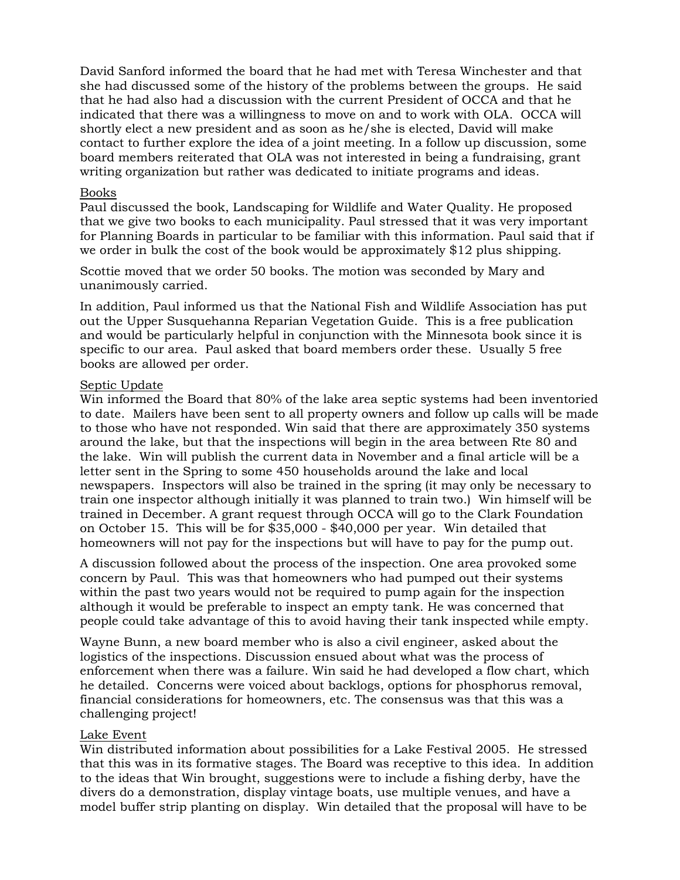David Sanford informed the board that he had met with Teresa Winchester and that she had discussed some of the history of the problems between the groups. He said that he had also had a discussion with the current President of OCCA and that he indicated that there was a willingness to move on and to work with OLA. OCCA will shortly elect a new president and as soon as he/she is elected, David will make contact to further explore the idea of a joint meeting. In a follow up discussion, some board members reiterated that OLA was not interested in being a fundraising, grant writing organization but rather was dedicated to initiate programs and ideas.

<u>Books</u>

Paul discussed the book, Landscaping for Wildlife and Water Quality. He proposed that we give two books to each municipality. Paul stressed that it was very important for Planning Boards in particular to be familiar with this information. Paul said that if we order in bulk the cost of the book would be approximately $12 plus shipping.

Scottie moved that we order 50 books. The motion was seconded by Mary and unanimously carried.

In addition, Paul informed us that the National Fish and Wildlife Association has put out the Upper Susquehanna Reparian Vegetation Guide. This is a free publication and would be particularly helpful in conjunction with the Minnesota book since it is specific to our area. Paul asked that board members order these. Usually 5 free books are allowed per order.

<u>Septic Update</u>

Win informed the Board that 80% of the lake area septic systems had been inventoried to date. Mailers have been sent to all property owners and follow up calls will be made to those who have not responded. Win said that there are approximately 350 systems around the lake, but that the inspections will begin in the area between Rte 80 and the lake. Win will publish the current data in November and a final article will be a letter sent in the Spring to some 450 households around the lake and local newspapers. Inspectors will also be trained in the spring (it may only be necessary to train one inspector although initially it was planned to train two.) Win himself will be trained in December. A grant request through OCCA will go to the Clark Foundation on October 15. This will be for $35,000 - $40,000 per year. Win detailed that homeowners will not pay for the inspections but will have to pay for the pump out.

A discussion followed about the process of the inspection. One area provoked some concern by Paul. This was that homeowners who had pumped out their systems within the past two years would not be required to pump again for the inspection although it would be preferable to inspect an empty tank. He was concerned that people could take advantage of this to avoid having their tank inspected while empty.

Wayne Bunn, a new board member who is also a civil engineer, asked about the logistics of the inspections. Discussion ensued about what was the process of enforcement when there was a failure. Win said he had developed a flow chart, which he detailed. Concerns were voiced about backlogs, options for phosphorus removal, financial considerations for homeowners, etc. The consensus was that this was a challenging project!

<u>Lake Event</u>

Win distributed information about possibilities for a Lake Festival 2005. He stressed that this was in its formative stages. The Board was receptive to this idea. In addition to the ideas that Win brought, suggestions were to include a fishing derby, have the divers do a demonstration, display vintage boats, use multiple venues, and have a model buffer strip planting on display. Win detailed that the proposal will have to be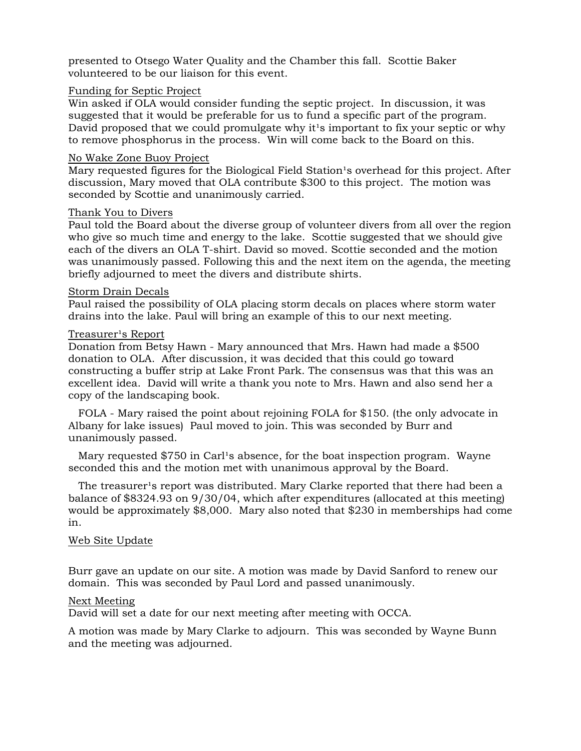presented to Otsego Water Quality and the Chamber this fall. Scottie Baker volunteered to be our liaison for this event.

Funding for Septic Project

Win asked if OLA would consider funding the septic project. In discussion, it was suggested that it would be preferable for us to fund a specific part of the program. David proposed that we could promulgate why it¹s important to fix your septic or why to remove phosphorus in the process. Win will come back to the Board on this.

No Wake Zone Buoy Project

Mary requested figures for the Biological Field Station¹s overhead for this project. After discussion, Mary moved that OLA contribute $300 to this project. The motion was seconded by Scottie and unanimously carried.

Thank You to Divers

Paul told the Board about the diverse group of volunteer divers from all over the region who give so much time and energy to the lake. Scottie suggested that we should give each of the divers an OLA T-shirt. David so moved. Scottie seconded and the motion was unanimously passed. Following this and the next item on the agenda, the meeting briefly adjourned to meet the divers and distribute shirts.

Storm Drain Decals

Paul raised the possibility of OLA placing storm decals on places where storm water drains into the lake. Paul will bring an example of this to our next meeting.

Treasurer¹s Report

Donation from Betsy Hawn - Mary announced that Mrs. Hawn had made a $500 donation to OLA. After discussion, it was decided that this could go toward constructing a buffer strip at Lake Front Park. The consensus was that this was an excellent idea. David will write a thank you note to Mrs. Hawn and also send her a copy of the landscaping book.

FOLA - Mary raised the point about rejoining FOLA for $150. (the only advocate in Albany for lake issues) Paul moved to join. This was seconded by Burr and unanimously passed.

Mary requested $750 in Carl¹s absence, for the boat inspection program. Wayne seconded this and the motion met with unanimous approval by the Board.

The treasurer¹s report was distributed. Mary Clarke reported that there had been a balance of $8324.93 on 9/30/04, which after expenditures (allocated at this meeting) would be approximately $8,000. Mary also noted that $230 in memberships had come in.

Web Site Update

Burr gave an update on our site. A motion was made by David Sanford to renew our domain. This was seconded by Paul Lord and passed unanimously.

Next Meeting

David will set a date for our next meeting after meeting with OCCA.

A motion was made by Mary Clarke to adjourn. This was seconded by Wayne Bunn and the meeting was adjourned.